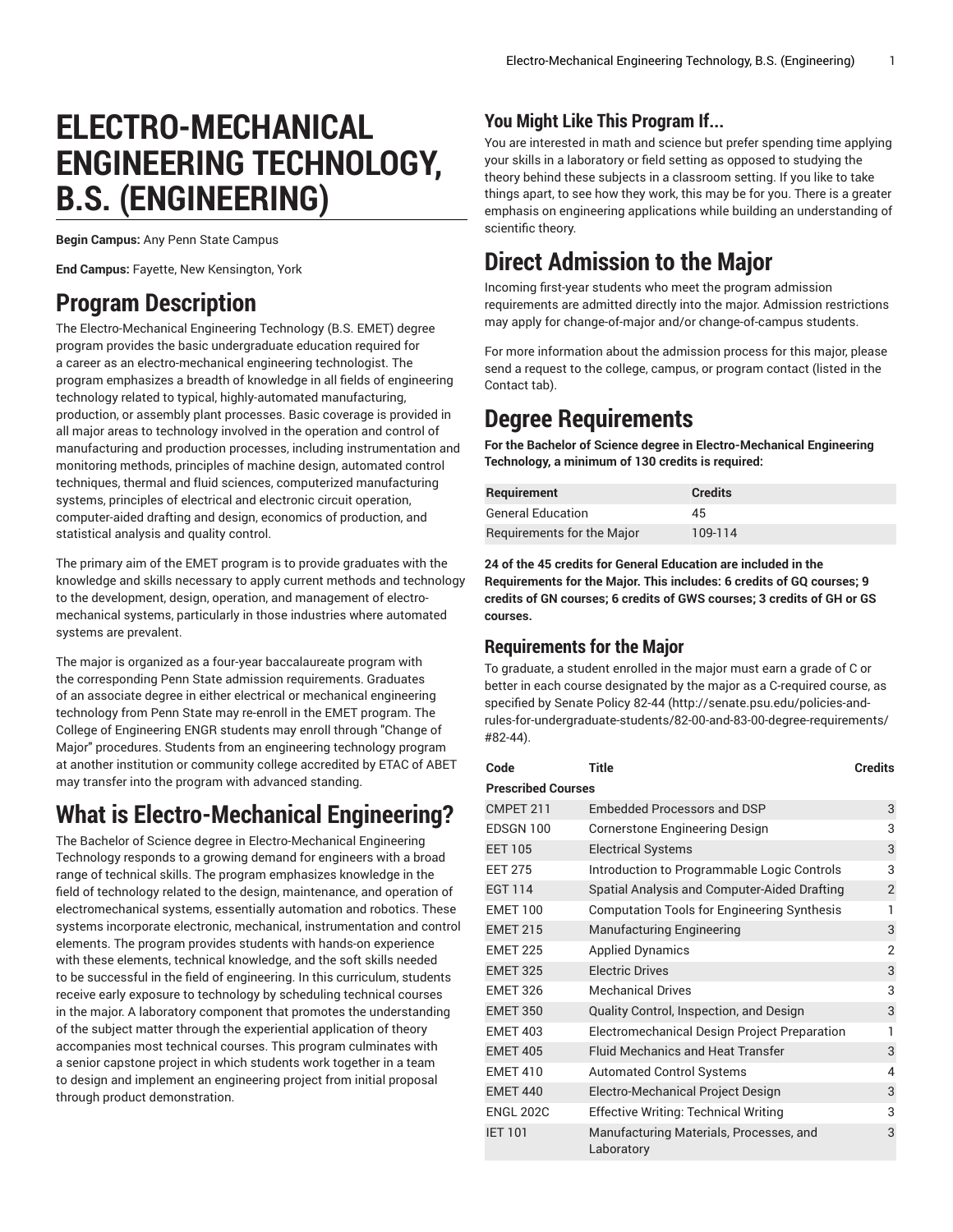# ELECTRO-MECHANICAL ENGINEERING TECHNOLOGY, B.S. (ENGINEERING)

**Begin Campus:** Any Penn State Campus

**End Campus:** Fayette, New Kensington, York

## Program Description

The Electro-Mechanical Engineering Technology (B.S. EMET) degree program provides the basic undergraduate education required for a career as an electro-mechanical engineering technologist. The program emphasizes a breadth of knowledge in all fields of engineering technology related to typical, highly-automated manufacturing, production, or assembly plant processes. Basic coverage is provided in all major areas to technology involved in the operation and control of manufacturing and production processes, including instrumentation and monitoring methods, principles of machine design, automated control techniques, thermal and fluid sciences, computerized manufacturing systems, principles of electrical and electronic circuit operation, computer-aided drafting and design, economics of production, and statistical analysis and quality control.

The primary aim of the EMET program is to provide graduates with the knowledge and skills necessary to apply current methods and technology to the development, design, operation, and management of electro-mechanical systems, particularly in those industries where automated systems are prevalent.

The major is organized as a four-year baccalaureate program with the corresponding Penn State admission requirements. Graduates of an associate degree in either electrical or mechanical engineering technology from Penn State may re-enroll in the EMET program. The College of Engineering ENGR students may enroll through "Change of Major" procedures. Students from an engineering technology program at another institution or community college accredited by ETAC of ABET may transfer into the program with advanced standing.

## What is Electro-Mechanical Engineering?

The Bachelor of Science degree in Electro-Mechanical Engineering Technology responds to a growing demand for engineers with a broad range of technical skills. The program emphasizes knowledge in the field of technology related to the design, maintenance, and operation of electromechanical systems, essentially automation and robotics. These systems incorporate electronic, mechanical, instrumentation and control elements. The program provides students with hands-on experience with these elements, technical knowledge, and the soft skills needed to be successful in the field of engineering. In this curriculum, students receive early exposure to technology by scheduling technical courses in the major. A laboratory component that promotes the understanding of the subject matter through the experiential application of theory accompanies most technical courses. This program culminates with a senior capstone project in which students work together in a team to design and implement an engineering project from initial proposal through product demonstration.

### You Might Like This Program If...

You are interested in math and science but prefer spending time applying your skills in a laboratory or field setting as opposed to studying the theory behind these subjects in a classroom setting. If you like to take things apart, to see how they work, this may be for you. There is a greater emphasis on engineering applications while building an understanding of scientific theory.

## Direct Admission to the Major

Incoming first-year students who meet the program admission requirements are admitted directly into the major. Admission restrictions may apply for change-of-major and/or change-of-campus students.

For more information about the admission process for this major, please send a request to the college, campus, or program contact (listed in the Contact tab).

## Degree Requirements

**For the Bachelor of Science degree in Electro-Mechanical Engineering Technology, a minimum of 130 credits is required:**

| Requirement | Credits |
|---|---|
| General Education | 45 |
| Requirements for the Major | 109-114 |

**24 of the 45 credits for General Education are included in the Requirements for the Major. This includes: 6 credits of GQ courses; 9 credits of GN courses; 6 credits of GWS courses; 3 credits of GH or GS courses.**

### Requirements for the Major

To graduate, a student enrolled in the major must earn a grade of C or better in each course designated by the major as a C-required course, as specified by Senate Policy 82-44 (http://senate.psu.edu/policies-and-rules-for-undergraduate-students/82-00-and-83-00-degree-requirements/#82-44).

| Code | Title | Credits |
|---|---|---|
| **Prescribed Courses** | | |
| CMPET 211 | Embedded Processors and DSP | 3 |
| EDSGN 100 | Cornerstone Engineering Design | 3 |
| EET 105 | Electrical Systems | 3 |
| EET 275 | Introduction to Programmable Logic Controls | 3 |
| EGT 114 | Spatial Analysis and Computer-Aided Drafting | 2 |
| EMET 100 | Computation Tools for Engineering Synthesis | 1 |
| EMET 215 | Manufacturing Engineering | 3 |
| EMET 225 | Applied Dynamics | 2 |
| EMET 325 | Electric Drives | 3 |
| EMET 326 | Mechanical Drives | 3 |
| EMET 350 | Quality Control, Inspection, and Design | 3 |
| EMET 403 | Electromechanical Design Project Preparation | 1 |
| EMET 405 | Fluid Mechanics and Heat Transfer | 3 |
| EMET 410 | Automated Control Systems | 4 |
| EMET 440 | Electro-Mechanical Project Design | 3 |
| ENGL 202C | Effective Writing: Technical Writing | 3 |
| IET 101 | Manufacturing Materials, Processes, and Laboratory | 3 |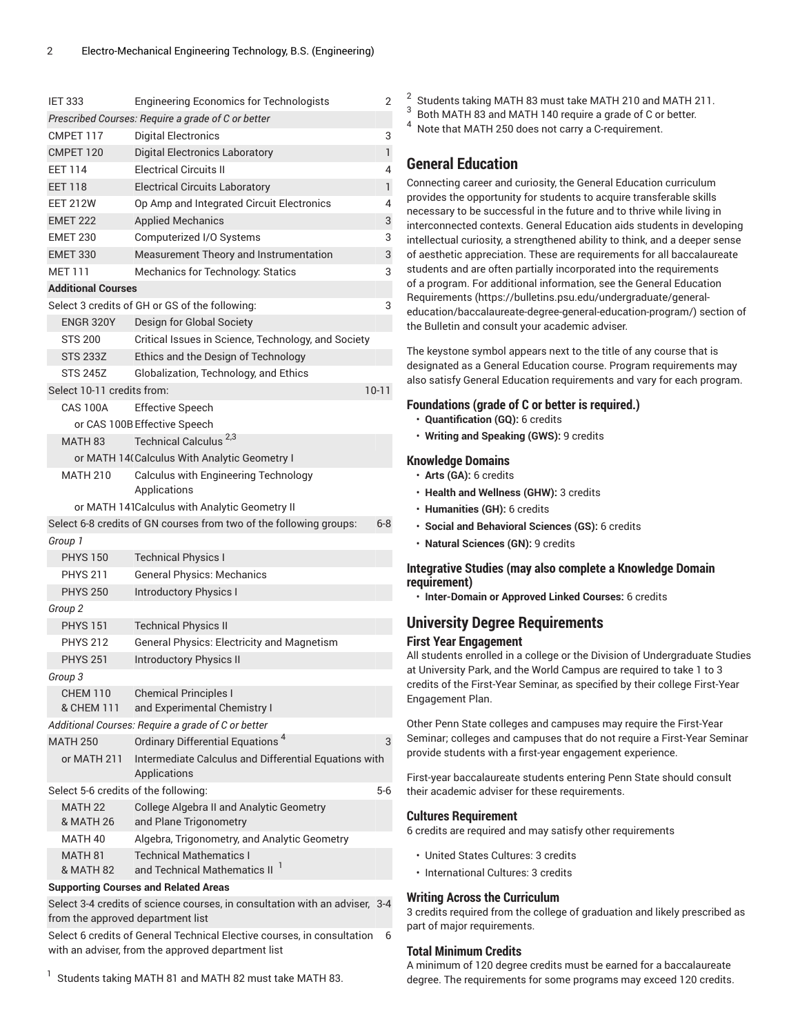| Course | Title | Credits |
|---|---|---|
| IET 333 | Engineering Economics for Technologists | 2 |
| *Prescribed Courses: Require a grade of C or better* | | |
| CMPET 117 | Digital Electronics | 3 |
| CMPET 120 | Digital Electronics Laboratory | 1 |
| EET 114 | Electrical Circuits II | 4 |
| EET 118 | Electrical Circuits Laboratory | 1 |
| EET 212W | Op Amp and Integrated Circuit Electronics | 4 |
| EMET 222 | Applied Mechanics | 3 |
| EMET 230 | Computerized I/O Systems | 3 |
| EMET 330 | Measurement Theory and Instrumentation | 3 |
| MET 111 | Mechanics for Technology: Statics | 3 |
| **Additional Courses** | | |
| Select 3 credits of GH or GS of the following: | | 3 |
| ENGR 320Y | Design for Global Society | |
| STS 200 | Critical Issues in Science, Technology, and Society | |
| STS 233Z | Ethics and the Design of Technology | |
| STS 245Z | Globalization, Technology, and Ethics | |
| Select 10-11 credits from: | | 10-11 |
| CAS 100A | Effective Speech | |
| or CAS 100B | Effective Speech | |
| MATH 83 | Technical Calculus [2,3] | |
| or MATH 140 | Calculus With Analytic Geometry I | |
| MATH 210 | Calculus with Engineering Technology Applications | |
| or MATH 141 | Calculus with Analytic Geometry II | |
| Select 6-8 credits of GN courses from two of the following groups: | | 6-8 |
| *Group 1* | | |
| PHYS 150 | Technical Physics I | |
| PHYS 211 | General Physics: Mechanics | |
| PHYS 250 | Introductory Physics I | |
| *Group 2* | | |
| PHYS 151 | Technical Physics II | |
| PHYS 212 | General Physics: Electricity and Magnetism | |
| PHYS 251 | Introductory Physics II | |
| *Group 3* | | |
| CHEM 110 & CHEM 111 | Chemical Principles I and Experimental Chemistry I | |
| *Additional Courses: Require a grade of C or better* | | |
| MATH 250 | Ordinary Differential Equations [4] | 3 |
| or MATH 211 | Intermediate Calculus and Differential Equations with Applications | |
| Select 5-6 credits of the following: | | 5-6 |
| MATH 22 & MATH 26 | College Algebra II and Analytic Geometry and Plane Trigonometry | |
| MATH 40 | Algebra, Trigonometry, and Analytic Geometry | |
| MATH 81 & MATH 82 | Technical Mathematics I and Technical Mathematics II [1] | |
| **Supporting Courses and Related Areas** | | |
| Select 3-4 credits of science courses, in consultation with an adviser, from the approved department list | | 3-4 |
| Select 6 credits of General Technical Elective courses, in consultation with an adviser, from the approved department list | | 6 |

[1] Students taking MATH 81 and MATH 82 must take MATH 83.

[2] Students taking MATH 83 must take MATH 210 and MATH 211.

[3] Both MATH 83 and MATH 140 require a grade of C or better.

[4] Note that MATH 250 does not carry a C-requirement.

## General Education

Connecting career and curiosity, the General Education curriculum provides the opportunity for students to acquire transferable skills necessary to be successful in the future and to thrive while living in interconnected contexts. General Education aids students in developing intellectual curiosity, a strengthened ability to think, and a deeper sense of aesthetic appreciation. These are requirements for all baccalaureate students and are often partially incorporated into the requirements of a program. For additional information, see the General Education Requirements (https://bulletins.psu.edu/undergraduate/general-education/baccalaureate-degree-general-education-program/) section of the Bulletin and consult your academic adviser.

The keystone symbol appears next to the title of any course that is designated as a General Education course. Program requirements may also satisfy General Education requirements and vary for each program.

### Foundations (grade of C or better is required.)

- **Quantification (GQ):** 6 credits
- **Writing and Speaking (GWS):** 9 credits

### Knowledge Domains

- **Arts (GA):** 6 credits
- **Health and Wellness (GHW):** 3 credits
- **Humanities (GH):** 6 credits
- **Social and Behavioral Sciences (GS):** 6 credits
- **Natural Sciences (GN):** 9 credits

### Integrative Studies (may also complete a Knowledge Domain requirement)

- **Inter-Domain or Approved Linked Courses:** 6 credits

## University Degree Requirements

### First Year Engagement

All students enrolled in a college or the Division of Undergraduate Studies at University Park, and the World Campus are required to take 1 to 3 credits of the First-Year Seminar, as specified by their college First-Year Engagement Plan.

Other Penn State colleges and campuses may require the First-Year Seminar; colleges and campuses that do not require a First-Year Seminar provide students with a first-year engagement experience.

First-year baccalaureate students entering Penn State should consult their academic adviser for these requirements.

### Cultures Requirement

6 credits are required and may satisfy other requirements

- United States Cultures: 3 credits
- International Cultures: 3 credits

### Writing Across the Curriculum

3 credits required from the college of graduation and likely prescribed as part of major requirements.

### Total Minimum Credits

A minimum of 120 degree credits must be earned for a baccalaureate degree. The requirements for some programs may exceed 120 credits.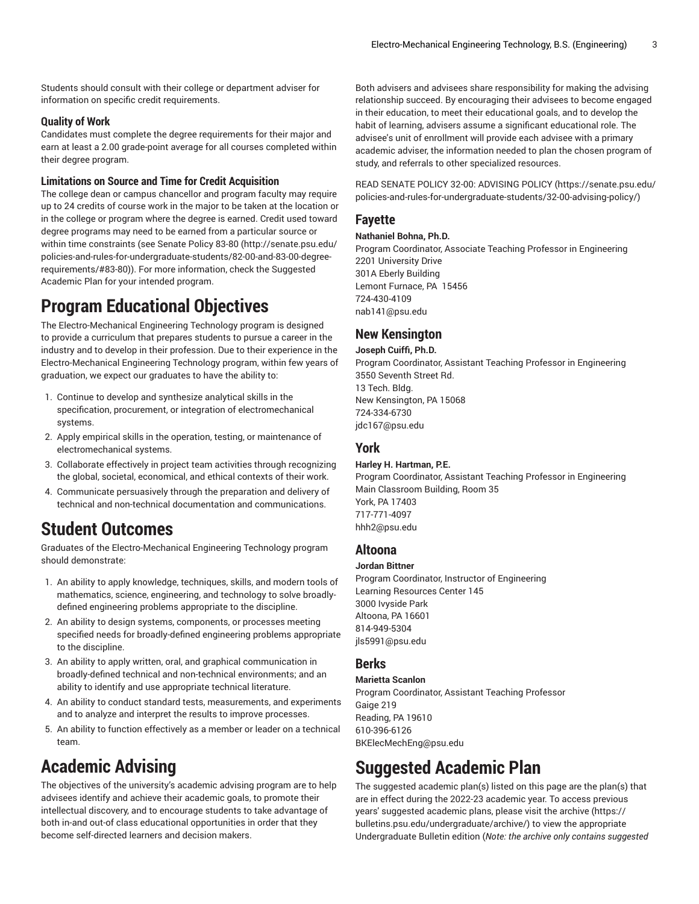Students should consult with their college or department adviser for information on specific credit requirements.

### Quality of Work

Candidates must complete the degree requirements for their major and earn at least a 2.00 grade-point average for all courses completed within their degree program.

### Limitations on Source and Time for Credit Acquisition

The college dean or campus chancellor and program faculty may require up to 24 credits of course work in the major to be taken at the location or in the college or program where the degree is earned. Credit used toward degree programs may need to be earned from a particular source or within time constraints (see Senate Policy 83-80 (http://senate.psu.edu/policies-and-rules-for-undergraduate-students/82-00-and-83-00-degree-requirements/#83-80)). For more information, check the Suggested Academic Plan for your intended program.

# Program Educational Objectives

The Electro-Mechanical Engineering Technology program is designed to provide a curriculum that prepares students to pursue a career in the industry and to develop in their profession. Due to their experience in the Electro-Mechanical Engineering Technology program, within few years of graduation, we expect our graduates to have the ability to:

1. Continue to develop and synthesize analytical skills in the specification, procurement, or integration of electromechanical systems.
2. Apply empirical skills in the operation, testing, or maintenance of electromechanical systems.
3. Collaborate effectively in project team activities through recognizing the global, societal, economical, and ethical contexts of their work.
4. Communicate persuasively through the preparation and delivery of technical and non-technical documentation and communications.

# Student Outcomes

Graduates of the Electro-Mechanical Engineering Technology program should demonstrate:

1. An ability to apply knowledge, techniques, skills, and modern tools of mathematics, science, engineering, and technology to solve broadly-defined engineering problems appropriate to the discipline.
2. An ability to design systems, components, or processes meeting specified needs for broadly-defined engineering problems appropriate to the discipline.
3. An ability to apply written, oral, and graphical communication in broadly-defined technical and non-technical environments; and an ability to identify and use appropriate technical literature.
4. An ability to conduct standard tests, measurements, and experiments and to analyze and interpret the results to improve processes.
5. An ability to function effectively as a member or leader on a technical team.

# Academic Advising

The objectives of the university's academic advising program are to help advisees identify and achieve their academic goals, to promote their intellectual discovery, and to encourage students to take advantage of both in-and out-of class educational opportunities in order that they become self-directed learners and decision makers.

Both advisers and advisees share responsibility for making the advising relationship succeed. By encouraging their advisees to become engaged in their education, to meet their educational goals, and to develop the habit of learning, advisers assume a significant educational role. The advisee's unit of enrollment will provide each advisee with a primary academic adviser, the information needed to plan the chosen program of study, and referrals to other specialized resources.

READ SENATE POLICY 32-00: ADVISING POLICY (https://senate.psu.edu/policies-and-rules-for-undergraduate-students/32-00-advising-policy/)

## Fayette

**Nathaniel Bohna, Ph.D.**
Program Coordinator, Associate Teaching Professor in Engineering
2201 University Drive
301A Eberly Building
Lemont Furnace, PA 15456
724-430-4109
nab141@psu.edu

## New Kensington

**Joseph Cuiffi, Ph.D.**
Program Coordinator, Assistant Teaching Professor in Engineering
3550 Seventh Street Rd.
13 Tech. Bldg.
New Kensington, PA 15068
724-334-6730
jdc167@psu.edu

## York

**Harley H. Hartman, P.E.**
Program Coordinator, Assistant Teaching Professor in Engineering
Main Classroom Building, Room 35
York, PA 17403
717-771-4097
hhh2@psu.edu

## Altoona

**Jordan Bittner**
Program Coordinator, Instructor of Engineering
Learning Resources Center 145
3000 Ivyside Park
Altoona, PA 16601
814-949-5304
jls5991@psu.edu

## Berks

**Marietta Scanlon**
Program Coordinator, Assistant Teaching Professor
Gaige 219
Reading, PA 19610
610-396-6126
BKElecMechEng@psu.edu

# Suggested Academic Plan

The suggested academic plan(s) listed on this page are the plan(s) that are in effect during the 2022-23 academic year. To access previous years' suggested academic plans, please visit the archive (https://bulletins.psu.edu/undergraduate/archive/) to view the appropriate Undergraduate Bulletin edition (*Note: the archive only contains suggested*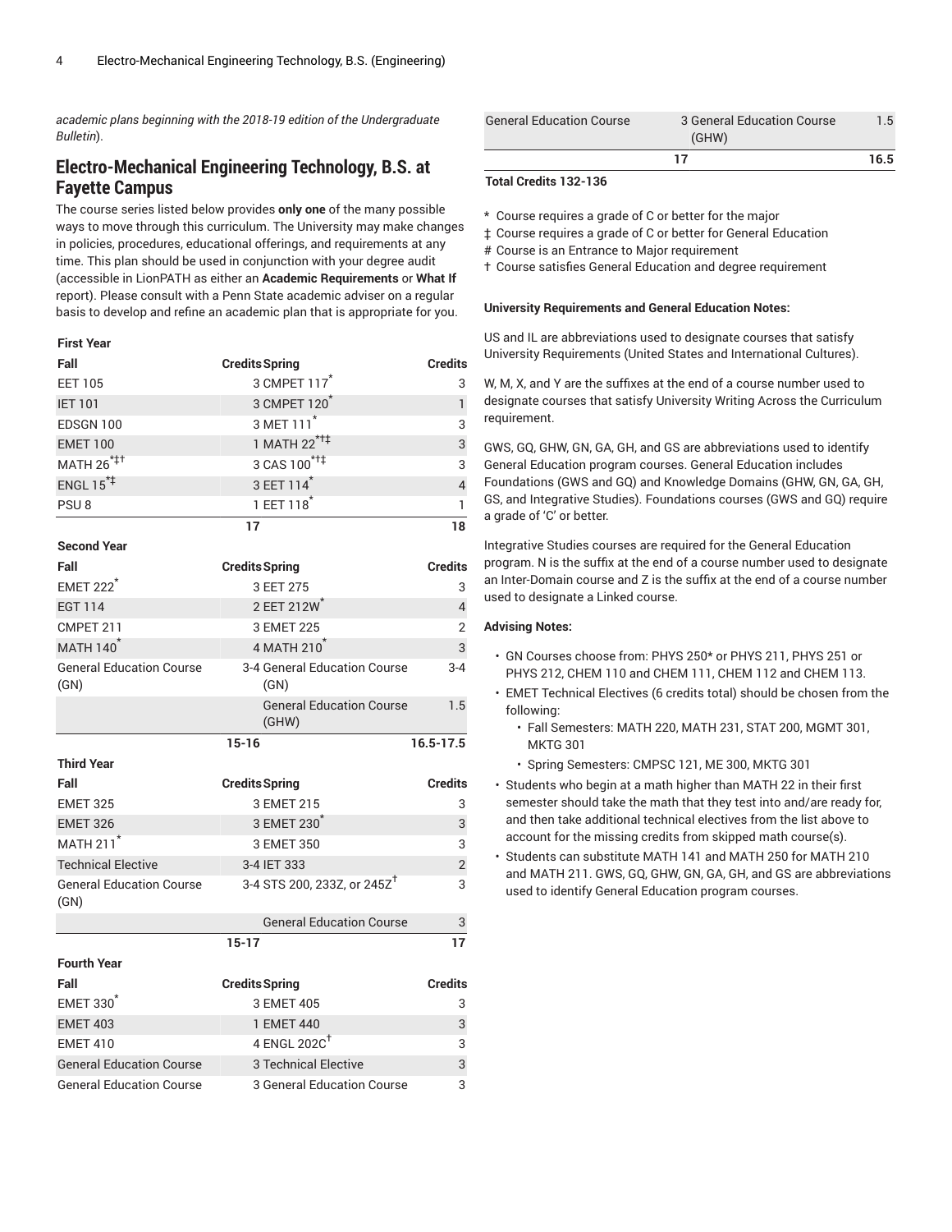academic plans beginning with the 2018-19 edition of the Undergraduate Bulletin).

## Electro-Mechanical Engineering Technology, B.S. at Fayette Campus

The course series listed below provides **only one** of the many possible ways to move through this curriculum. The University may make changes in policies, procedures, educational offerings, and requirements at any time. This plan should be used in conjunction with your degree audit (accessible in LionPATH as either an **Academic Requirements** or **What If** report). Please consult with a Penn State academic adviser on a regular basis to develop and refine an academic plan that is appropriate for you.

| **First Year** | | | |
|---|---|---|---|
| **Fall** | **Credits** | **Spring** | **Credits** |
| EET 105 | 3 | CMPET 117* | 3 |
| IET 101 | 3 | CMPET 120* | 1 |
| EDSGN 100 | 3 | MET 111* | 3 |
| EMET 100 | 1 | MATH 22*†‡ | 3 |
| MATH 26*‡† | 3 | CAS 100*†‡ | 3 |
| ENGL 15*‡ | 3 | EET 114* | 4 |
| PSU 8 | 1 | EET 118* | 1 |
| | **17** | | **18** |
| **Second Year** | | | |
| **Fall** | **Credits** | **Spring** | **Credits** |
| EMET 222* | 3 | EET 275 | 3 |
| EGT 114 | 2 | EET 212W* | 4 |
| CMPET 211 | 3 | EMET 225 | 2 |
| MATH 140* | 4 | MATH 210* | 3 |
| General Education Course (GN) | 3-4 | General Education Course (GN) | 3-4 |
| | | General Education Course (GHW) | 1.5 |
| | **15-16** | | **16.5-17.5** |
| **Third Year** | | | |
| **Fall** | **Credits** | **Spring** | **Credits** |
| EMET 325 | 3 | EMET 215 | 3 |
| EMET 326 | 3 | EMET 230* | 3 |
| MATH 211* | 3 | EMET 350 | 3 |
| Technical Elective | 3-4 | IET 333 | 2 |
| General Education Course (GN) | 3-4 | STS 200, 233Z, or 245Z† | 3 |
| | | General Education Course | 3 |
| | **15-17** | | **17** |
| **Fourth Year** | | | |
| **Fall** | **Credits** | **Spring** | **Credits** |
| EMET 330* | 3 | EMET 405 | 3 |
| EMET 403 | 1 | EMET 440 | 3 |
| EMET 410 | 4 | ENGL 202C† | 3 |
| General Education Course | 3 | Technical Elective | 3 |
| General Education Course | 3 | General Education Course | 3 |
| General Education Course | 3 | General Education Course (GHW) | 1.5 |
| | **17** | | **16.5** |

**Total Credits 132-136**

\* Course requires a grade of C or better for the major

‡ Course requires a grade of C or better for General Education

\# Course is an Entrance to Major requirement

† Course satisfies General Education and degree requirement

**University Requirements and General Education Notes:**

US and IL are abbreviations used to designate courses that satisfy University Requirements (United States and International Cultures).

W, M, X, and Y are the suffixes at the end of a course number used to designate courses that satisfy University Writing Across the Curriculum requirement.

GWS, GQ, GHW, GN, GA, GH, and GS are abbreviations used to identify General Education program courses. General Education includes Foundations (GWS and GQ) and Knowledge Domains (GHW, GN, GA, GH, GS, and Integrative Studies). Foundations courses (GWS and GQ) require a grade of 'C' or better.

Integrative Studies courses are required for the General Education program. N is the suffix at the end of a course number used to designate an Inter-Domain course and Z is the suffix at the end of a course number used to designate a Linked course.

**Advising Notes:**

- GN Courses choose from: PHYS 250* or PHYS 211, PHYS 251 or PHYS 212, CHEM 110 and CHEM 111, CHEM 112 and CHEM 113.
- EMET Technical Electives (6 credits total) should be chosen from the following:
  - Fall Semesters: MATH 220, MATH 231, STAT 200, MGMT 301, MKTG 301
  - Spring Semesters: CMPSC 121, ME 300, MKTG 301
- Students who begin at a math higher than MATH 22 in their first semester should take the math that they test into and/are ready for, and then take additional technical electives from the list above to account for the missing credits from skipped math course(s).
- Students can substitute MATH 141 and MATH 250 for MATH 210 and MATH 211. GWS, GQ, GHW, GN, GA, GH, and GS are abbreviations used to identify General Education program courses.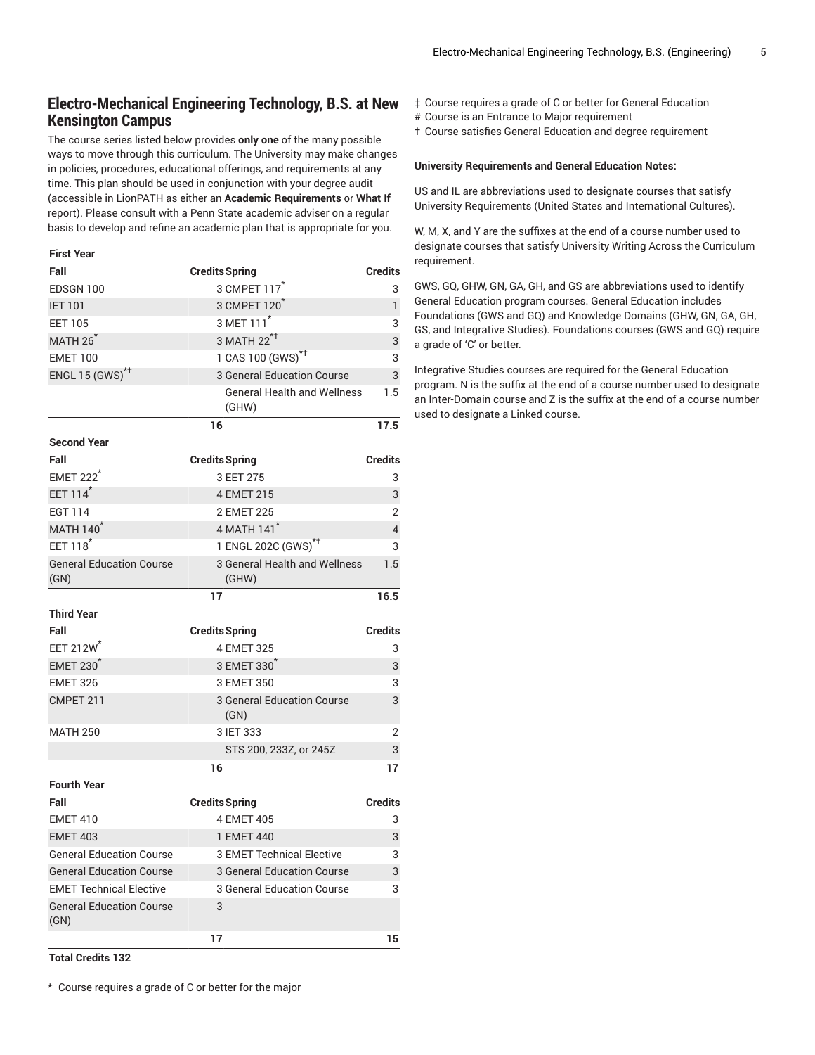## Electro-Mechanical Engineering Technology, B.S. at New Kensington Campus

The course series listed below provides **only one** of the many possible ways to move through this curriculum. The University may make changes in policies, procedures, educational offerings, and requirements at any time. This plan should be used in conjunction with your degree audit (accessible in LionPATH as either an **Academic Requirements** or **What If** report). Please consult with a Penn State academic adviser on a regular basis to develop and refine an academic plan that is appropriate for you.

| First Year | | | |
|---|---|---|---|
| **Fall** | **Credits** | **Spring** | **Credits** |
| EDSGN 100 | 3 | CMPET 117* | 3 |
| IET 101 | 3 | CMPET 120* | 1 |
| EET 105 | 3 | MET 111* | 3 |
| MATH 26* | 3 | MATH 22*† | 3 |
| EMET 100 | 1 | CAS 100 (GWS)*† | 3 |
| ENGL 15 (GWS)*† | 3 | General Education Course | 3 |
| | | General Health and Wellness (GHW) | 1.5 |
| | **16** | | **17.5** |
| **Second Year** | | | |
| **Fall** | **Credits** | **Spring** | **Credits** |
| EMET 222* | 3 | EET 275 | 3 |
| EET 114* | 4 | EMET 215 | 3 |
| EGT 114 | 2 | EMET 225 | 2 |
| MATH 140* | 4 | MATH 141* | 4 |
| EET 118* | 1 | ENGL 202C (GWS)*† | 3 |
| General Education Course (GN) | 3 | General Health and Wellness (GHW) | 1.5 |
| | **17** | | **16.5** |
| **Third Year** | | | |
| **Fall** | **Credits** | **Spring** | **Credits** |
| EET 212W* | 4 | EMET 325 | 3 |
| EMET 230* | 3 | EMET 330* | 3 |
| EMET 326 | 3 | EMET 350 | 3 |
| CMPET 211 | 3 | General Education Course (GN) | 3 |
| MATH 250 | 3 | IET 333 | 2 |
| | | STS 200, 233Z, or 245Z | 3 |
| | **16** | | **17** |
| **Fourth Year** | | | |
| **Fall** | **Credits** | **Spring** | **Credits** |
| EMET 410 | 4 | EMET 405 | 3 |
| EMET 403 | 1 | EMET 440 | 3 |
| General Education Course | 3 | EMET Technical Elective | 3 |
| General Education Course | 3 | General Education Course | 3 |
| EMET Technical Elective | 3 | General Education Course | 3 |
| General Education Course (GN) | 3 | | |
| | **17** | | **15** |

**Total Credits 132**

\* Course requires a grade of C or better for the major

‡ Course requires a grade of C or better for General Education

\# Course is an Entrance to Major requirement

† Course satisfies General Education and degree requirement

**University Requirements and General Education Notes:**

US and IL are abbreviations used to designate courses that satisfy University Requirements (United States and International Cultures).

W, M, X, and Y are the suffixes at the end of a course number used to designate courses that satisfy University Writing Across the Curriculum requirement.

GWS, GQ, GHW, GN, GA, GH, and GS are abbreviations used to identify General Education program courses. General Education includes Foundations (GWS and GQ) and Knowledge Domains (GHW, GN, GA, GH, GS, and Integrative Studies). Foundations courses (GWS and GQ) require a grade of 'C' or better.

Integrative Studies courses are required for the General Education program. N is the suffix at the end of a course number used to designate an Inter-Domain course and Z is the suffix at the end of a course number used to designate a Linked course.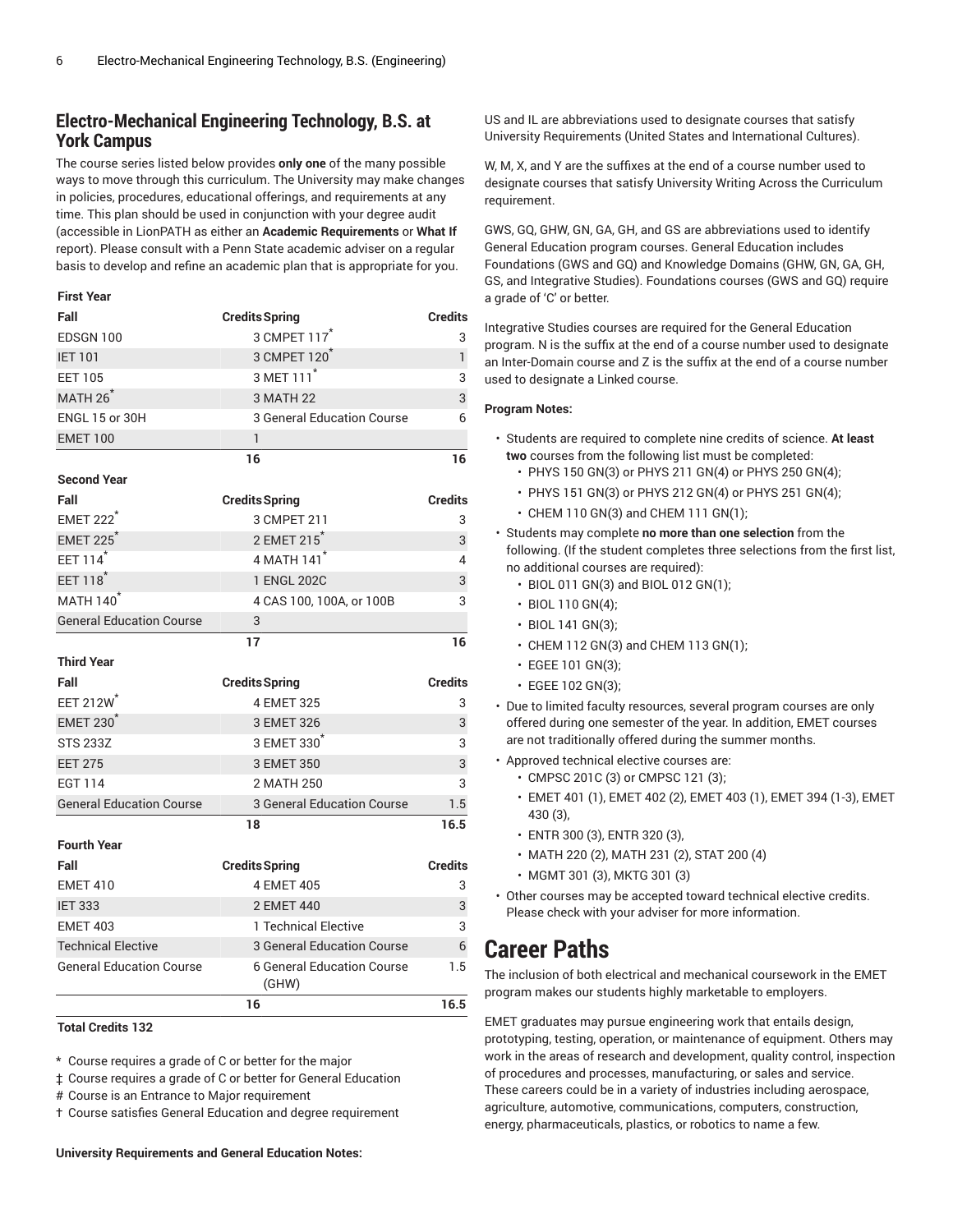## Electro-Mechanical Engineering Technology, B.S. at York Campus

The course series listed below provides **only one** of the many possible ways to move through this curriculum. The University may make changes in policies, procedures, educational offerings, and requirements at any time. This plan should be used in conjunction with your degree audit (accessible in LionPATH as either an **Academic Requirements** or **What If** report). Please consult with a Penn State academic adviser on a regular basis to develop and refine an academic plan that is appropriate for you.

**First Year**

| Fall | Credits | Spring | Credits |
|---|---|---|---|
| EDSGN 100 | 3 | CMPET 117* | 3 |
| IET 101 | 3 | CMPET 120* | 1 |
| EET 105 | 3 | MET 111* | 3 |
| MATH 26* | 3 | MATH 22 | 3 |
| ENGL 15 or 30H | 3 | General Education Course | 6 |
| EMET 100 | 1 | | |
| | 16 | | 16 |

**Second Year**

| Fall | Credits | Spring | Credits |
|---|---|---|---|
| EMET 222* | 3 | CMPET 211 | 3 |
| EMET 225* | 2 | EMET 215* | 3 |
| EET 114* | 4 | MATH 141* | 4 |
| EET 118* | 1 | ENGL 202C | 3 |
| MATH 140* | 4 | CAS 100, 100A, or 100B | 3 |
| General Education Course | 3 | | |
| | 17 | | 16 |

**Third Year**

| Fall | Credits | Spring | Credits |
|---|---|---|---|
| EET 212W* | 4 | EMET 325 | 3 |
| EMET 230* | 3 | EMET 326 | 3 |
| STS 233Z | 3 | EMET 330* | 3 |
| EET 275 | 3 | EMET 350 | 3 |
| EGT 114 | 2 | MATH 250 | 3 |
| General Education Course | 3 | General Education Course | 1.5 |
| | 18 | | 16.5 |

**Fourth Year**

| Fall | Credits | Spring | Credits |
|---|---|---|---|
| EMET 410 | 4 | EMET 405 | 3 |
| IET 333 | 2 | EMET 440 | 3 |
| EMET 403 | 1 | Technical Elective | 3 |
| Technical Elective | 3 | General Education Course | 6 |
| General Education Course | 6 | General Education Course (GHW) | 1.5 |
| | 16 | | 16.5 |

**Total Credits 132**

\* Course requires a grade of C or better for the major

‡ Course requires a grade of C or better for General Education

\# Course is an Entrance to Major requirement

† Course satisfies General Education and degree requirement

**University Requirements and General Education Notes:**

US and IL are abbreviations used to designate courses that satisfy University Requirements (United States and International Cultures).

W, M, X, and Y are the suffixes at the end of a course number used to designate courses that satisfy University Writing Across the Curriculum requirement.

GWS, GQ, GHW, GN, GA, GH, and GS are abbreviations used to identify General Education program courses. General Education includes Foundations (GWS and GQ) and Knowledge Domains (GHW, GN, GA, GH, GS, and Integrative Studies). Foundations courses (GWS and GQ) require a grade of 'C' or better.

Integrative Studies courses are required for the General Education program. N is the suffix at the end of a course number used to designate an Inter-Domain course and Z is the suffix at the end of a course number used to designate a Linked course.

**Program Notes:**

- Students are required to complete nine credits of science. **At least two** courses from the following list must be completed:
  - PHYS 150 GN(3) or PHYS 211 GN(4) or PHYS 250 GN(4);
  - PHYS 151 GN(3) or PHYS 212 GN(4) or PHYS 251 GN(4);
  - CHEM 110 GN(3) and CHEM 111 GN(1);
- Students may complete **no more than one selection** from the following. (If the student completes three selections from the first list, no additional courses are required):
  - BIOL 011 GN(3) and BIOL 012 GN(1);
  - BIOL 110 GN(4);
  - BIOL 141 GN(3);
  - CHEM 112 GN(3) and CHEM 113 GN(1);
  - EGEE 101 GN(3);
  - EGEE 102 GN(3);
- Due to limited faculty resources, several program courses are only offered during one semester of the year. In addition, EMET courses are not traditionally offered during the summer months.
- Approved technical elective courses are:
  - CMPSC 201C (3) or CMPSC 121 (3);
  - EMET 401 (1), EMET 402 (2), EMET 403 (1), EMET 394 (1-3), EMET 430 (3),
  - ENTR 300 (3), ENTR 320 (3),
  - MATH 220 (2), MATH 231 (2), STAT 200 (4)
  - MGMT 301 (3), MKTG 301 (3)
- Other courses may be accepted toward technical elective credits. Please check with your adviser for more information.

# Career Paths

The inclusion of both electrical and mechanical coursework in the EMET program makes our students highly marketable to employers.

EMET graduates may pursue engineering work that entails design, prototyping, testing, operation, or maintenance of equipment. Others may work in the areas of research and development, quality control, inspection of procedures and processes, manufacturing, or sales and service. These careers could be in a variety of industries including aerospace, agriculture, automotive, communications, computers, construction, energy, pharmaceuticals, plastics, or robotics to name a few.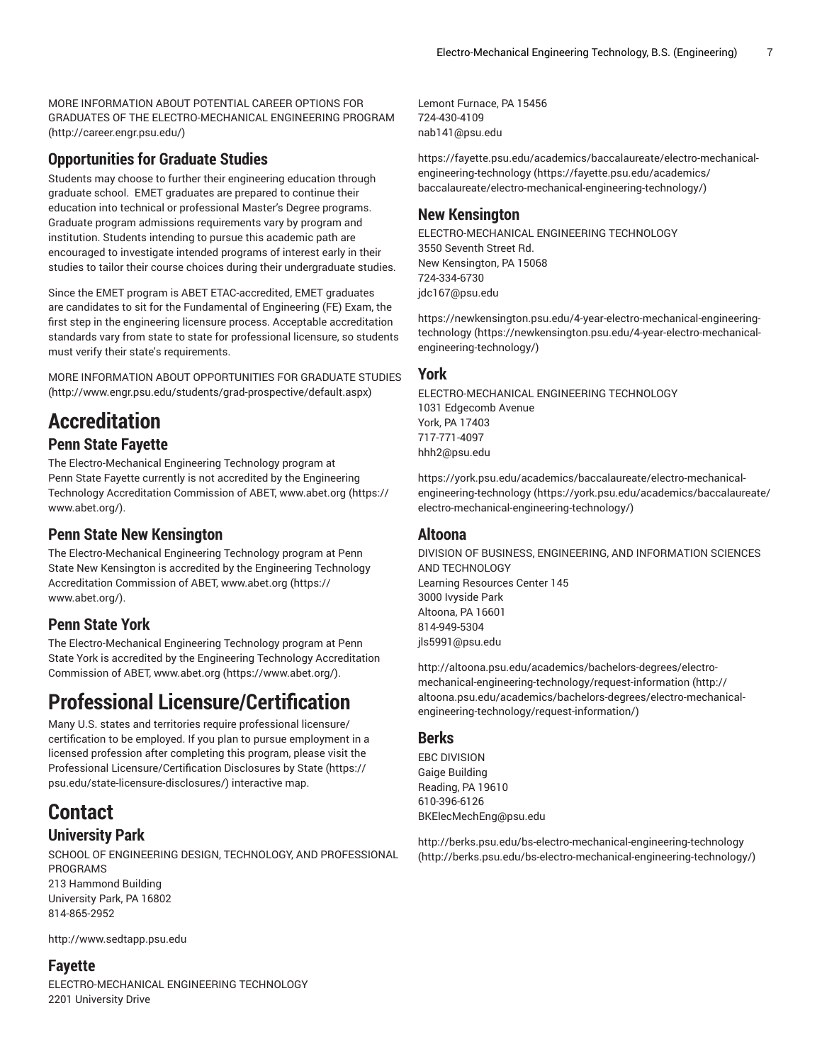MORE INFORMATION ABOUT POTENTIAL CAREER OPTIONS FOR GRADUATES OF THE ELECTRO-MECHANICAL ENGINEERING PROGRAM (http://career.engr.psu.edu/)

### Opportunities for Graduate Studies

Students may choose to further their engineering education through graduate school. EMET graduates are prepared to continue their education into technical or professional Master's Degree programs. Graduate program admissions requirements vary by program and institution. Students intending to pursue this academic path are encouraged to investigate intended programs of interest early in their studies to tailor their course choices during their undergraduate studies.

Since the EMET program is ABET ETAC-accredited, EMET graduates are candidates to sit for the Fundamental of Engineering (FE) Exam, the first step in the engineering licensure process. Acceptable accreditation standards vary from state to state for professional licensure, so students must verify their state's requirements.

MORE INFORMATION ABOUT OPPORTUNITIES FOR GRADUATE STUDIES (http://www.engr.psu.edu/students/grad-prospective/default.aspx)

# Accreditation

### Penn State Fayette

The Electro-Mechanical Engineering Technology program at Penn State Fayette currently is not accredited by the Engineering Technology Accreditation Commission of ABET, www.abet.org (https://www.abet.org/).

### Penn State New Kensington

The Electro-Mechanical Engineering Technology program at Penn State New Kensington is accredited by the Engineering Technology Accreditation Commission of ABET, www.abet.org (https://www.abet.org/).

### Penn State York

The Electro-Mechanical Engineering Technology program at Penn State York is accredited by the Engineering Technology Accreditation Commission of ABET, www.abet.org (https://www.abet.org/).

# Professional Licensure/Certification

Many U.S. states and territories require professional licensure/certification to be employed. If you plan to pursue employment in a licensed profession after completing this program, please visit the Professional Licensure/Certification Disclosures by State (https://psu.edu/state-licensure-disclosures/) interactive map.

# Contact

### University Park

SCHOOL OF ENGINEERING DESIGN, TECHNOLOGY, AND PROFESSIONAL PROGRAMS
213 Hammond Building
University Park, PA 16802
814-865-2952

http://www.sedtapp.psu.edu

### Fayette

ELECTRO-MECHANICAL ENGINEERING TECHNOLOGY
2201 University Drive
Lemont Furnace, PA 15456
724-430-4109
nab141@psu.edu

https://fayette.psu.edu/academics/baccalaureate/electro-mechanical-engineering-technology (https://fayette.psu.edu/academics/baccalaureate/electro-mechanical-engineering-technology/)

### New Kensington

ELECTRO-MECHANICAL ENGINEERING TECHNOLOGY
3550 Seventh Street Rd.
New Kensington, PA 15068
724-334-6730
jdc167@psu.edu

https://newkensington.psu.edu/4-year-electro-mechanical-engineering-technology (https://newkensington.psu.edu/4-year-electro-mechanical-engineering-technology/)

### York

ELECTRO-MECHANICAL ENGINEERING TECHNOLOGY
1031 Edgecomb Avenue
York, PA 17403
717-771-4097
hhh2@psu.edu

https://york.psu.edu/academics/baccalaureate/electro-mechanical-engineering-technology (https://york.psu.edu/academics/baccalaureate/electro-mechanical-engineering-technology/)

### Altoona

DIVISION OF BUSINESS, ENGINEERING, AND INFORMATION SCIENCES AND TECHNOLOGY
Learning Resources Center 145
3000 Ivyside Park
Altoona, PA 16601
814-949-5304
jls5991@psu.edu

http://altoona.psu.edu/academics/bachelors-degrees/electro-mechanical-engineering-technology/request-information (http://altoona.psu.edu/academics/bachelors-degrees/electro-mechanical-engineering-technology/request-information/)

### Berks

EBC DIVISION
Gaige Building
Reading, PA 19610
610-396-6126
BKElecMechEng@psu.edu

http://berks.psu.edu/bs-electro-mechanical-engineering-technology (http://berks.psu.edu/bs-electro-mechanical-engineering-technology/)